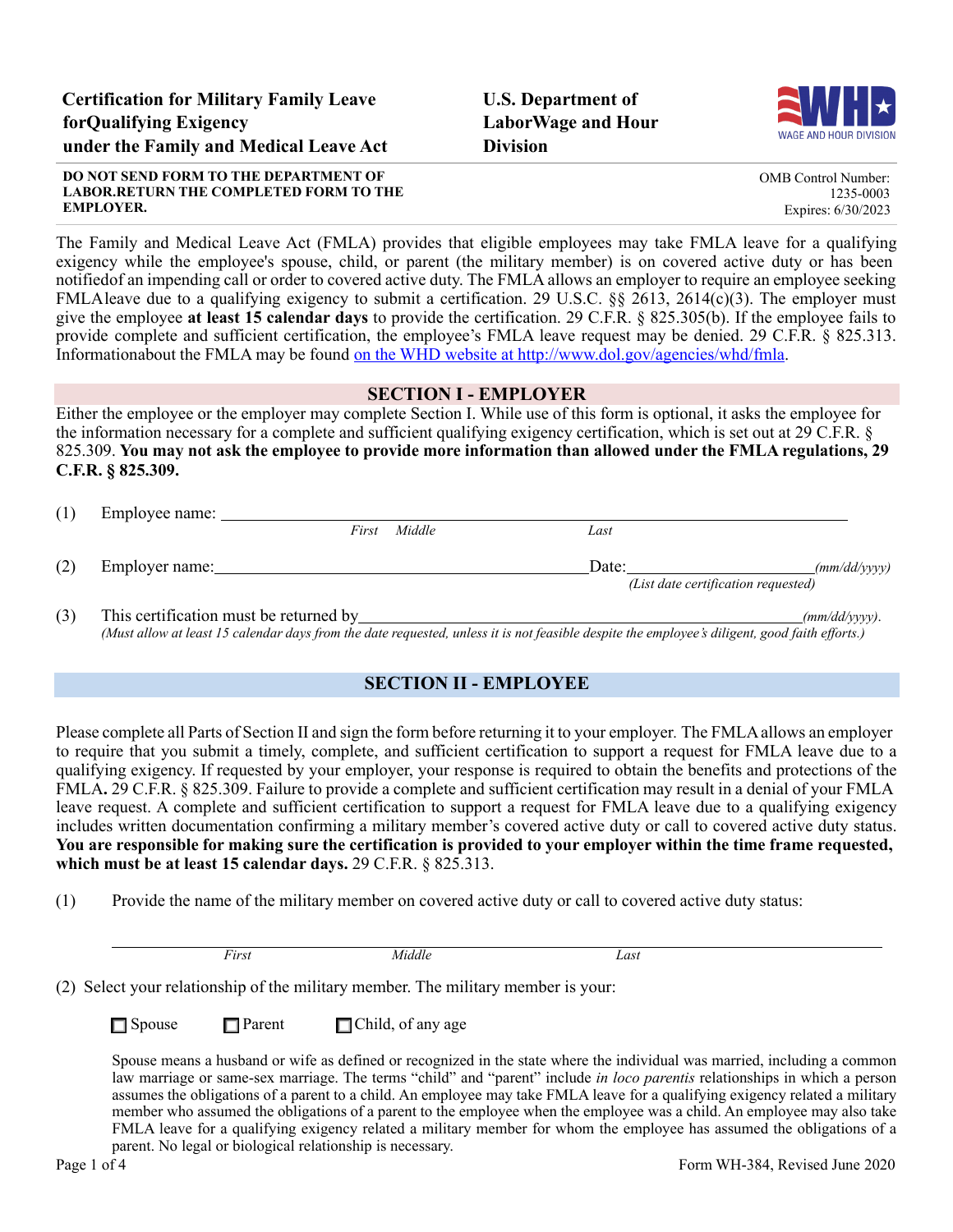**Certification for Military Family Leave for Qualifying Exigency under the Family and Medical Leave Act**

**U.S. Department of Labor Wage and Hour Division**

WAGE AND HOUR DIVISION

**DO NOT SEND FORM TO THE DEPARTMENT OF LABOR. RETURN THE COMPLETED FORM TO THE EMPLOYER.**

OMB Control Number: 1235-0003
Expires: 6/30/2023

The Family and Medical Leave Act (FMLA) provides that eligible employees may take FMLA leave for a qualifying exigency while the employee's spouse, child, or parent (the military member) is on covered active duty or has been notified of an impending call or order to covered active duty. The FMLA allows an employer to require an employee seeking FMLA leave due to a qualifying exigency to submit a certification. 29 U.S.C. §§ 2613, 2614(c)(3). The employer must give the employee **at least 15 calendar days** to provide the certification. 29 C.F.R. § 825.305(b). If the employee fails to provide complete and sufficient certification, the employee's FMLA leave request may be denied. 29 C.F.R. § 825.313. Information about the FMLA may be found [on the WHD website at http://www.dol.gov/agencies/whd/fmla](http://www.dol.gov/agencies/whd/fmla).

## SECTION I - EMPLOYER

Either the employee or the employer may complete Section I. While use of this form is optional, it asks the employee for the information necessary for a complete and sufficient qualifying exigency certification, which is set out at 29 C.F.R. § 825.309. **You may not ask the employee to provide more information than allowed under the FMLA regulations, 29 C.F.R. § 825.309.**

(1) Employee name: ______________________________________________
*First Middle Last*

(2) Employer name: ______________________________ Date: ______________ *(mm/dd/yyyy)*
*(List date certification requested)*

(3) This certification must be returned by ______________________________ *(mm/dd/yyyy)*.
*(Must allow at least 15 calendar days from the date requested, unless it is not feasible despite the employee's diligent, good faith efforts.)*

## SECTION II - EMPLOYEE

Please complete all Parts of Section II and sign the form before returning it to your employer. The FMLA allows an employer to require that you submit a timely, complete, and sufficient certification to support a request for FMLA leave due to a qualifying exigency. If requested by your employer, your response is required to obtain the benefits and protections of the FMLA**.** 29 C.F.R. § 825.309. Failure to provide a complete and sufficient certification may result in a denial of your FMLA leave request. A complete and sufficient certification to support a request for FMLA leave due to a qualifying exigency includes written documentation confirming a military member's covered active duty or call to covered active duty status. **You are responsible for making sure the certification is provided to your employer within the time frame requested, which must be at least 15 calendar days.** 29 C.F.R. § 825.313.

(1) Provide the name of the military member on covered active duty or call to covered active duty status:

______________________________________________
*First Middle Last*

(2) Select your relationship of the military member. The military member is your:

☐ Spouse ☐ Parent ☐ Child, of any age

Spouse means a husband or wife as defined or recognized in the state where the individual was married, including a common law marriage or same-sex marriage. The terms "child" and "parent" include *in loco parentis* relationships in which a person assumes the obligations of a parent to a child. An employee may take FMLA leave for a qualifying exigency related a military member who assumed the obligations of a parent to the employee when the employee was a child. An employee may also take FMLA leave for a qualifying exigency related a military member for whom the employee has assumed the obligations of a parent. No legal or biological relationship is necessary.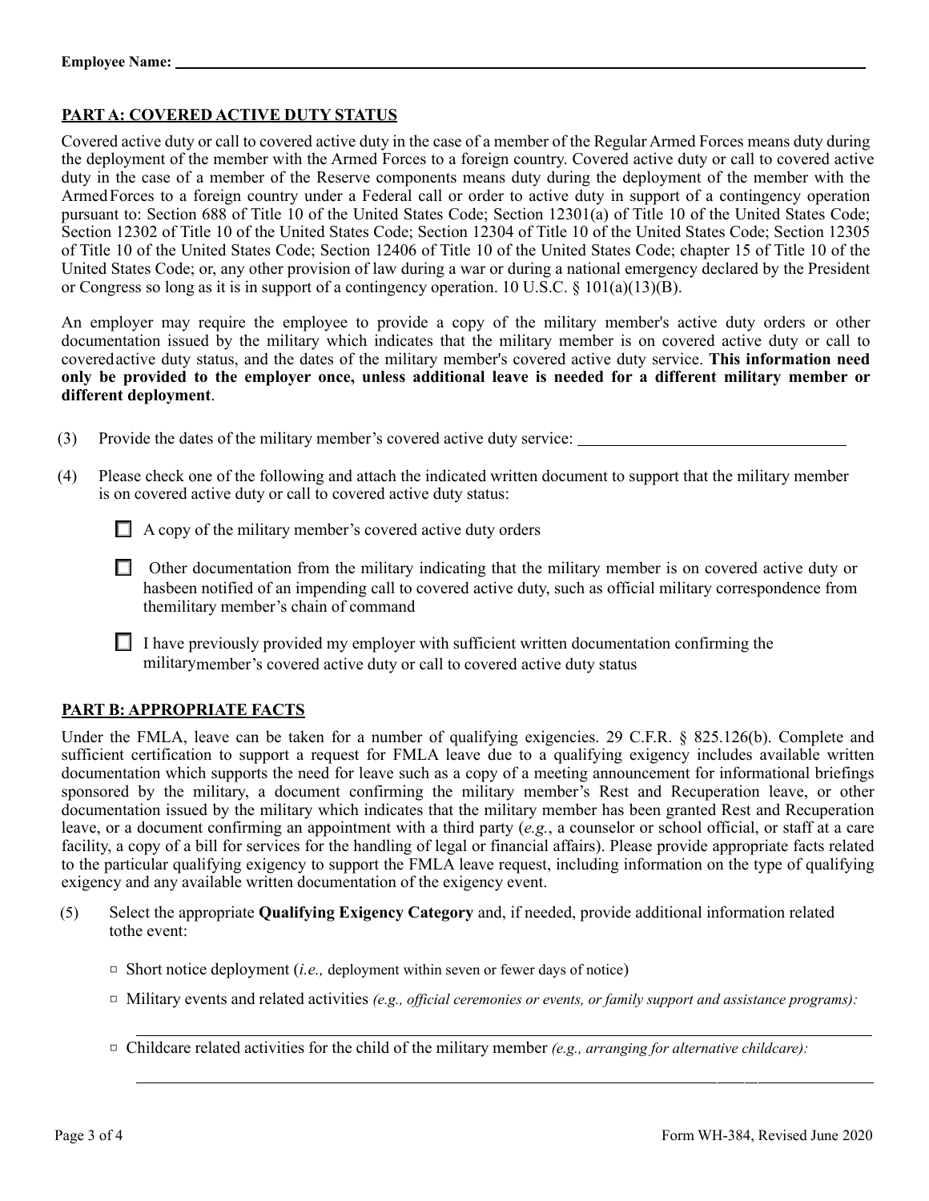**Employee Name:** ____________________________________________

## PART A: COVERED ACTIVE DUTY STATUS

Covered active duty or call to covered active duty in the case of a member of the Regular Armed Forces means duty during the deployment of the member with the Armed Forces to a foreign country. Covered active duty or call to covered active duty in the case of a member of the Reserve components means duty during the deployment of the member with the Armed Forces to a foreign country under a Federal call or order to active duty in support of a contingency operation pursuant to: Section 688 of Title 10 of the United States Code; Section 12301(a) of Title 10 of the United States Code; Section 12302 of Title 10 of the United States Code; Section 12304 of Title 10 of the United States Code; Section 12305 of Title 10 of the United States Code; Section 12406 of Title 10 of the United States Code; chapter 15 of Title 10 of the United States Code; or, any other provision of law during a war or during a national emergency declared by the President or Congress so long as it is in support of a contingency operation. 10 U.S.C. § 101(a)(13)(B).

An employer may require the employee to provide a copy of the military member's active duty orders or other documentation issued by the military which indicates that the military member is on covered active duty or call to covered active duty status, and the dates of the military member's covered active duty service. **This information need only be provided to the employer once, unless additional leave is needed for a different military member or different deployment**.

(3) Provide the dates of the military member's covered active duty service: ____________________________

(4) Please check one of the following and attach the indicated written document to support that the military member is on covered active duty or call to covered active duty status:

- ☐ A copy of the military member's covered active duty orders
- ☐ Other documentation from the military indicating that the military member is on covered active duty or has been notified of an impending call to covered active duty, such as official military correspondence from the military member's chain of command
- ☐ I have previously provided my employer with sufficient written documentation confirming the military member's covered active duty or call to covered active duty status

## PART B: APPROPRIATE FACTS

Under the FMLA, leave can be taken for a number of qualifying exigencies. 29 C.F.R. § 825.126(b). Complete and sufficient certification to support a request for FMLA leave due to a qualifying exigency includes available written documentation which supports the need for leave such as a copy of a meeting announcement for informational briefings sponsored by the military, a document confirming the military member's Rest and Recuperation leave, or other documentation issued by the military which indicates that the military member has been granted Rest and Recuperation leave, or a document confirming an appointment with a third party (*e.g.*, a counselor or school official, or staff at a care facility, a copy of a bill for services for the handling of legal or financial affairs). Please provide appropriate facts related to the particular qualifying exigency to support the FMLA leave request, including information on the type of qualifying exigency and any available written documentation of the exigency event.

(5) Select the appropriate **Qualifying Exigency Category** and, if needed, provide additional information related to the event:

- ☐ Short notice deployment (*i.e.,* deployment within seven or fewer days of notice)
- ☐ Military events and related activities *(e.g., official ceremonies or events, or family support and assistance programs):*

  ____________________________________________

- ☐ Childcare related activities for the child of the military member *(e.g., arranging for alternative childcare):*

  ____________________________________________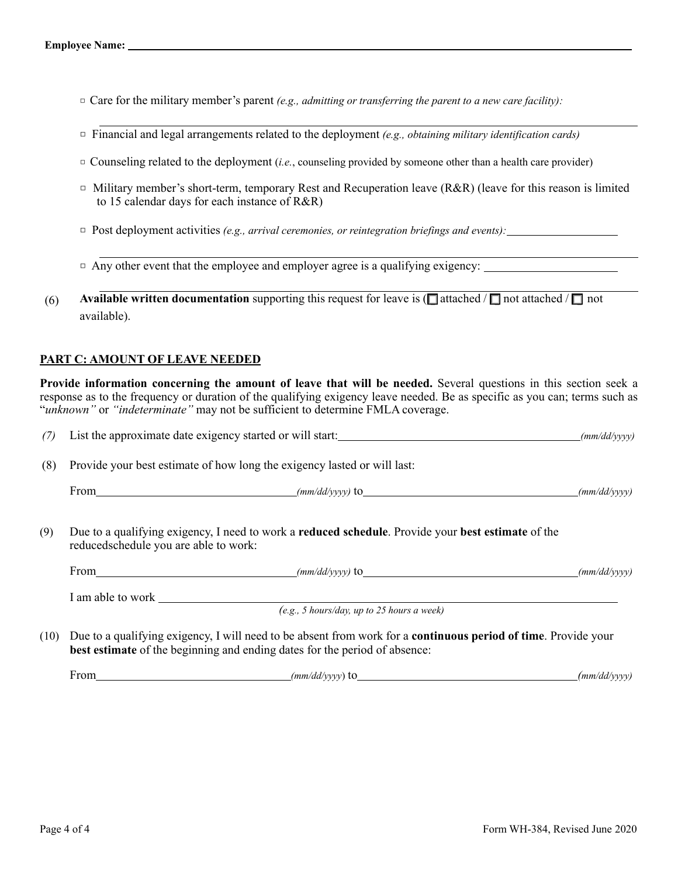**Employee Name:** \_\_\_\_\_\_\_\_\_\_\_\_\_\_\_\_\_\_\_\_\_\_\_\_\_\_\_\_\_\_\_\_\_\_\_\_\_\_\_\_

- ▫ Care for the military member's parent *(e.g., admitting or transferring the parent to a new care facility):* \_\_\_\_\_\_\_\_\_\_\_\_\_\_\_\_\_\_\_\_\_\_\_\_\_\_\_\_\_\_\_\_
- ▫ Financial and legal arrangements related to the deployment *(e.g., obtaining military identification cards)*
- ▫ Counseling related to the deployment (*i.e.*, counseling provided by someone other than a health care provider)
- ▫ Military member's short-term, temporary Rest and Recuperation leave (R&R) (leave for this reason is limited to 15 calendar days for each instance of R&R)
- ▫ Post deployment activities *(e.g., arrival ceremonies, or reintegration briefings and events):* \_\_\_\_\_\_\_\_\_\_\_\_\_\_\_\_\_\_\_\_\_\_\_\_\_\_\_\_\_\_\_\_
- ▫ Any other event that the employee and employer agree is a qualifying exigency: \_\_\_\_\_\_\_\_\_\_\_\_\_\_\_\_\_\_\_\_\_\_\_\_\_\_\_\_\_\_\_\_

(6) **Available written documentation** supporting this request for leave is (☐ attached / ☐ not attached / ☐ not available).

## PART C: AMOUNT OF LEAVE NEEDED

**Provide information concerning the amount of leave that will be needed.** Several questions in this section seek a response as to the frequency or duration of the qualifying exigency leave needed. Be as specific as you can; terms such as "*unknown"* or *"indeterminate"* may not be sufficient to determine FMLA coverage.

*(7)* List the approximate date exigency started or will start: \_\_\_\_\_\_\_\_\_\_\_\_\_\_\_\_\_\_\_\_ *(mm/dd/yyyy)*

(8) Provide your best estimate of how long the exigency lasted or will last:

From \_\_\_\_\_\_\_\_\_\_\_\_\_\_\_\_\_\_\_\_ *(mm/dd/yyyy)* to \_\_\_\_\_\_\_\_\_\_\_\_\_\_\_\_\_\_\_\_ *(mm/dd/yyyy)*

(9) Due to a qualifying exigency, I need to work a **reduced schedule**. Provide your **best estimate** of the reducedschedule you are able to work:

From \_\_\_\_\_\_\_\_\_\_\_\_\_\_\_\_\_\_\_\_ *(mm/dd/yyyy)* to \_\_\_\_\_\_\_\_\_\_\_\_\_\_\_\_\_\_\_\_ *(mm/dd/yyyy)*

I am able to work \_\_\_\_\_\_\_\_\_\_\_\_\_\_\_\_\_\_\_\_\_\_\_\_\_\_\_\_\_\_\_\_\_\_\_\_\_\_\_\_
*(e.g., 5 hours/day, up to 25 hours a week)*

(10) Due to a qualifying exigency, I will need to be absent from work for a **continuous period of time**. Provide your **best estimate** of the beginning and ending dates for the period of absence:

From \_\_\_\_\_\_\_\_\_\_\_\_\_\_\_\_\_\_\_\_ *(mm/dd/yyyy)* to \_\_\_\_\_\_\_\_\_\_\_\_\_\_\_\_\_\_\_\_ *(mm/dd/yyyy)*

Form WH-384, Revised June 2020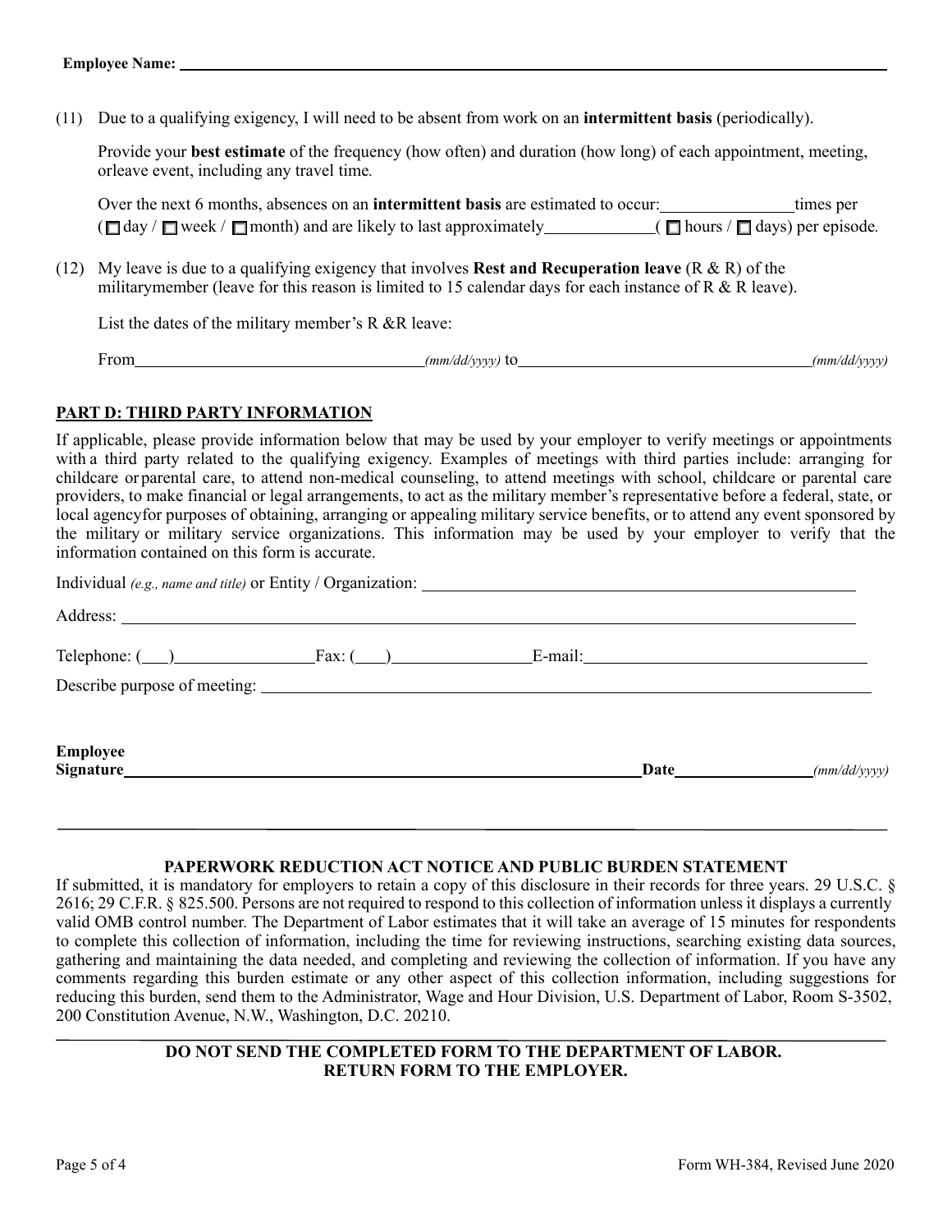Employee Name: ______________________________________________

(11) Due to a qualifying exigency, I will need to be absent from work on an **intermittent basis** (periodically).

Provide your **best estimate** of the frequency (how often) and duration (how long) of each appointment, meeting, orleave event, including any travel time.

Over the next 6 months, absences on an **intermittent basis** are estimated to occur: ____________ times per (☐ day / ☐ week / ☐ month) and are likely to last approximately __________ (☐ hours / ☐ days) per episode.

(12) My leave is due to a qualifying exigency that involves **Rest and Recuperation leave** (R & R) of the militarymember (leave for this reason is limited to 15 calendar days for each instance of R & R leave).

List the dates of the military member's R &R leave:

From __________________________ *(mm/dd/yyyy)* to __________________________ *(mm/dd/yyyy)*

## PART D: THIRD PARTY INFORMATION

If applicable, please provide information below that may be used by your employer to verify meetings or appointments with a third party related to the qualifying exigency. Examples of meetings with third parties include: arranging for childcare or parental care, to attend non-medical counseling, to attend meetings with school, childcare or parental care providers, to make financial or legal arrangements, to act as the military member's representative before a federal, state, or local agencyfor purposes of obtaining, arranging or appealing military service benefits, or to attend any event sponsored by the military or military service organizations. This information may be used by your employer to verify that the information contained on this form is accurate.

Individual *(e.g., name and title)* or Entity / Organization: __________________________________________

Address: __________________________________________________________________

Telephone: (___)______________ Fax: (___)______________ E-mail: __________________________

Describe purpose of meeting: ______________________________________________________

**Employee Signature** ______________________________________________ **Date** ______________ *(mm/dd/yyyy)*

**PAPERWORK REDUCTION ACT NOTICE AND PUBLIC BURDEN STATEMENT**

If submitted, it is mandatory for employers to retain a copy of this disclosure in their records for three years. 29 U.S.C. § 2616; 29 C.F.R. § 825.500. Persons are not required to respond to this collection of information unless it displays a currently valid OMB control number. The Department of Labor estimates that it will take an average of 15 minutes for respondents to complete this collection of information, including the time for reviewing instructions, searching existing data sources, gathering and maintaining the data needed, and completing and reviewing the collection of information. If you have any comments regarding this burden estimate or any other aspect of this collection information, including suggestions for reducing this burden, send them to the Administrator, Wage and Hour Division, U.S. Department of Labor, Room S-3502, 200 Constitution Avenue, N.W., Washington, D.C. 20210.

**DO NOT SEND THE COMPLETED FORM TO THE DEPARTMENT OF LABOR.**
**RETURN FORM TO THE EMPLOYER.**